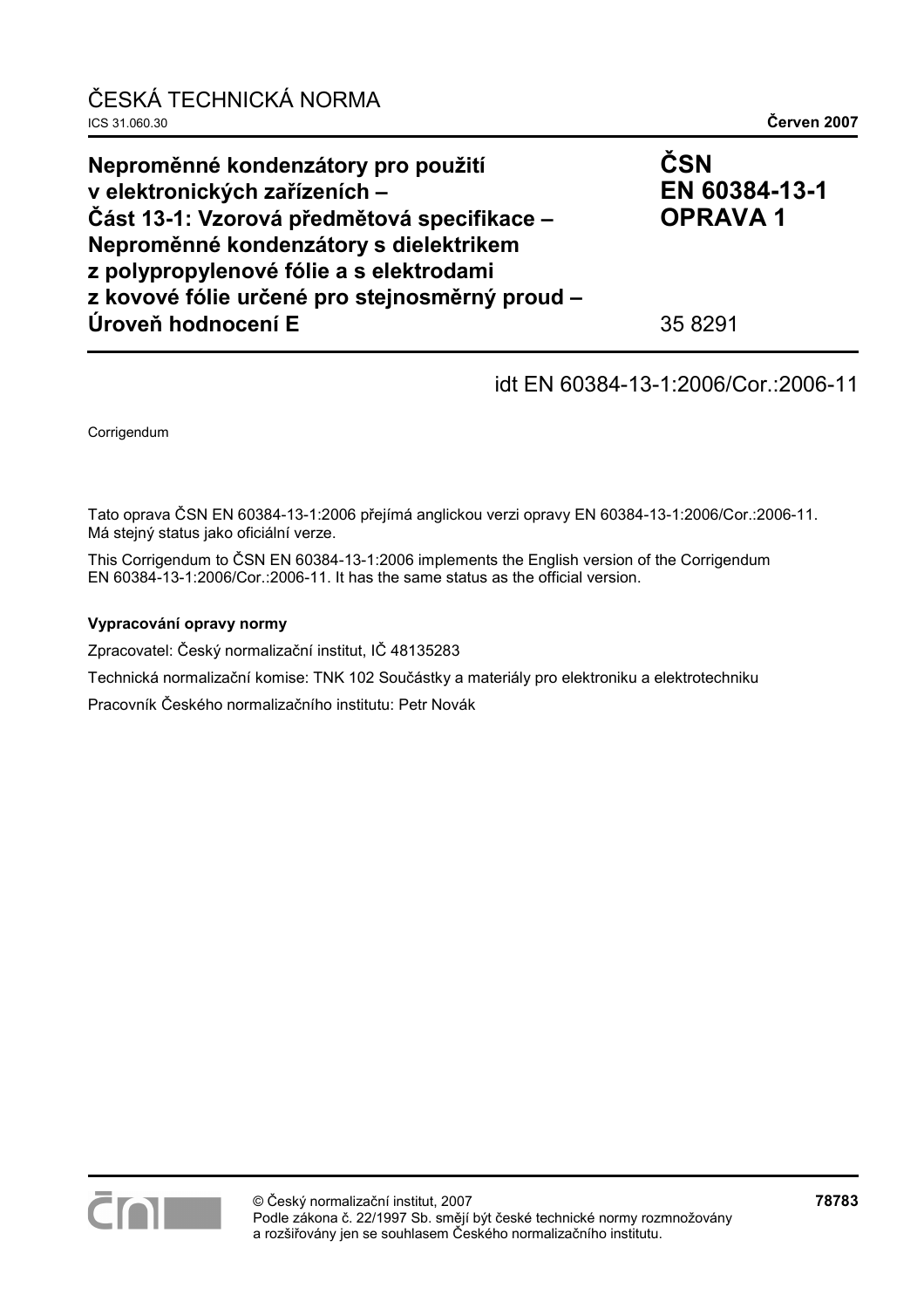ČESKÁ TECHNICKÁ NORMA

ICS 31.060.30

**Červen 2007**

**Neproměnné kondenzátory pro použití v elektronických zařízeních – Část 13-1: Vzorová předmětová specifikace – Neproměnné kondenzátory s dielektrikem z polypropylenové fólie a s elektrodami z kovové fólie určené pro stejnosměrný proud – Úroveň hodnocení E**

**ČSN EN 60384-13-1 OPRAVA 1**

35 8291

idt EN 60384-13-1:2006/Cor.:2006-11

Corrigendum

Tato oprava ČSN EN 60384-13-1:2006 přejímá anglickou verzi opravy EN 60384-13-1:2006/Cor.:2006-11. Má stejný status jako oficiální verze.

This Corrigendum to ČSN EN 60384-13-1:2006 implements the English version of the Corrigendum EN 60384-13-1:2006/Cor.:2006-11. It has the same status as the official version.

**Vypracování opravy normy**

Zpracovatel: Český normalizační institut, IČ 48135283

Technická normalizační komise: TNK 102 Součástky a materiály pro elektroniku a elektrotechniku

Pracovník Českého normalizačního institutu: Petr Novák

© Český normalizační institut, 2007

Podle zákona č. 22/1997 Sb. smějí být české technické normy rozmnožovány a rozšiřovány jen se souhlasem Českého normalizačního institutu.

**78783**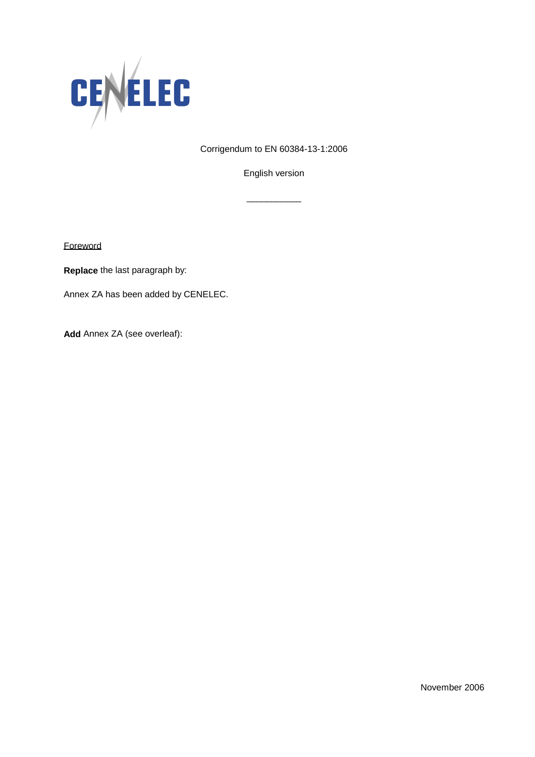CENELEC

Corrigendum to EN 60384-13-1:2006

English version

___________

Foreword

**Replace** the last paragraph by:

Annex ZA has been added by CENELEC.

**Add** Annex ZA (see overleaf):

November 2006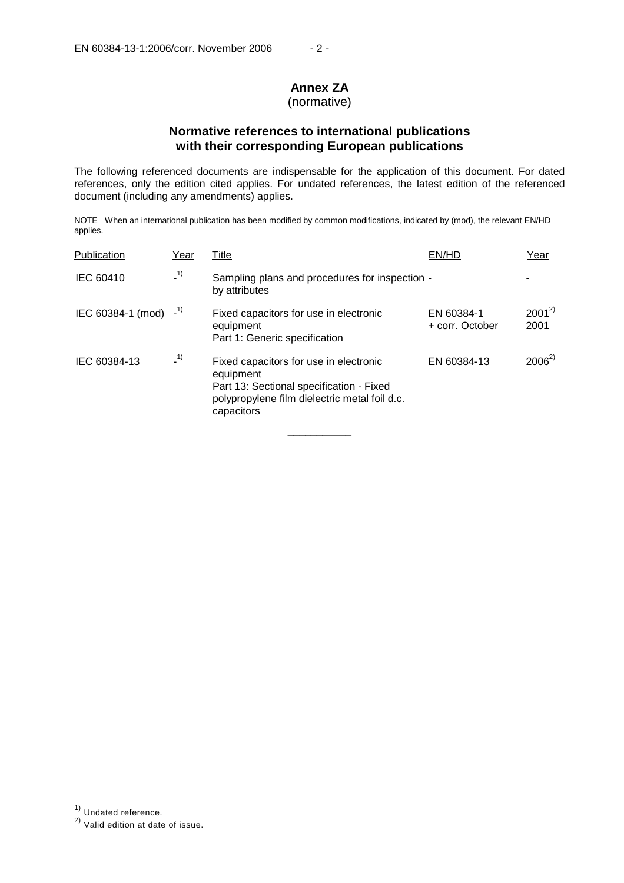## Annex ZA
(normative)

### Normative references to international publications with their corresponding European publications

The following referenced documents are indispensable for the application of this document. For dated references, only the edition cited applies. For undated references, the latest edition of the referenced document (including any amendments) applies.

NOTE When an international publication has been modified by common modifications, indicated by (mod), the relevant EN/HD applies.

| Publication | Year | Title | EN/HD | Year |
|---|---|---|---|---|
| IEC 60410 | -[1] | Sampling plans and procedures for inspection by attributes | - | - |
| IEC 60384-1 (mod) | -[1] | Fixed capacitors for use in electronic equipment<br>Part 1: Generic specification | EN 60384-1<br>+ corr. October | 2001[2]<br>2001 |
| IEC 60384-13 | -[1] | Fixed capacitors for use in electronic equipment<br>Part 13: Sectional specification - Fixed polypropylene film dielectric metal foil d.c. capacitors | EN 60384-13 | 2006[2] |

---

[1] Undated reference.

[2] Valid edition at date of issue.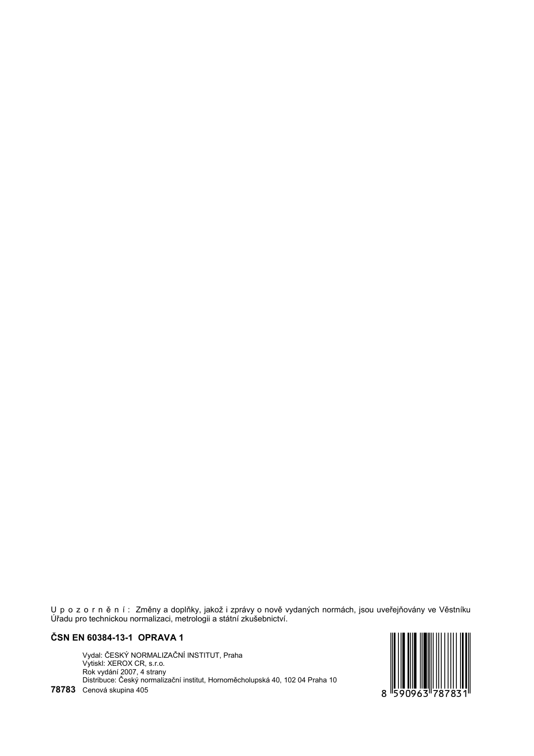U p o z o r n ě n í : Změny a doplňky, jakož i zprávy o nově vydaných normách, jsou uveřejňovány ve Věstníku Úřadu pro technickou normalizaci, metrologii a státní zkušebnictví.

**ČSN EN 60384-13-1 OPRAVA 1**

Vydal: ČESKÝ NORMALIZAČNÍ INSTITUT, Praha
Vytiskl: XEROX CR, s.r.o.
Rok vydání 2007, 4 strany
Distribuce: Český normalizační institut, Hornoměcholupská 40, 102 04 Praha 10

**78783** Cenová skupina 405

8 590963 787831